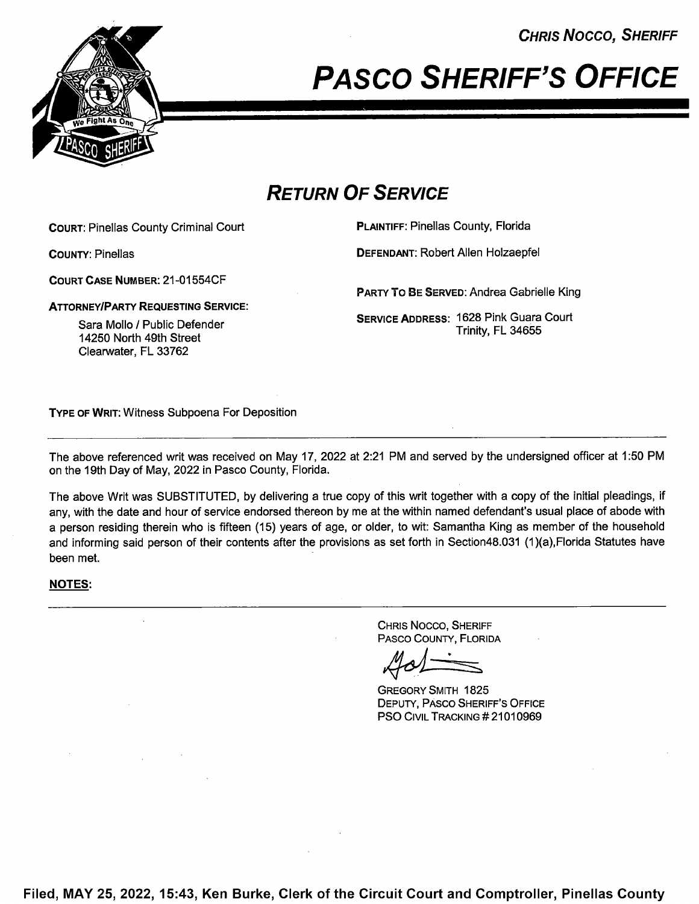**CHRIS NOCCO, SHERIFF**

# PASCO SHERIFF'S OFFICE

## RETURN OF SERVICE

**COURT**: Pinellas County Criminal Court

**COUNTY**: Pinellas

**COURT CASE NUMBER**: 21-01554CF

**ATTORNEY/PARTY REQUESTING SERVICE**:

Sara Mollo / Public Defender
14250 North 49th Street
Clearwater, FL 33762

**PLAINTIFF**: Pinellas County, Florida

**DEFENDANT**: Robert Allen Holzaepfel

**PARTY TO BE SERVED**: Andrea Gabrielle King

**SERVICE ADDRESS**: 1628 Pink Guara Court
Trinity, FL 34655

**TYPE OF WRIT**: Witness Subpoena For Deposition

---

The above referenced writ was received on May 17, 2022 at 2:21 PM and served by the undersigned officer at 1:50 PM on the 19th Day of May, 2022 in Pasco County, Florida.

The above Writ was SUBSTITUTED, by delivering a true copy of this writ together with a copy of the initial pleadings, if any, with the date and hour of service endorsed thereon by me at the within named defendant's usual place of abode with a person residing therein who is fifteen (15) years of age, or older, to wit: Samantha King as member of the household and informing said person of their contents after the provisions as set forth in Section48.031 (1)(a),Florida Statutes have been met.

**NOTES**:

---

CHRIS NOCCO, SHERIFF
PASCO COUNTY, FLORIDA

GREGORY SMITH 1825
DEPUTY, PASCO SHERIFF'S OFFICE
PSO CIVIL TRACKING # 21010969

**Filed, MAY 25, 2022, 15:43, Ken Burke, Clerk of the Circuit Court and Comptroller, Pinellas County**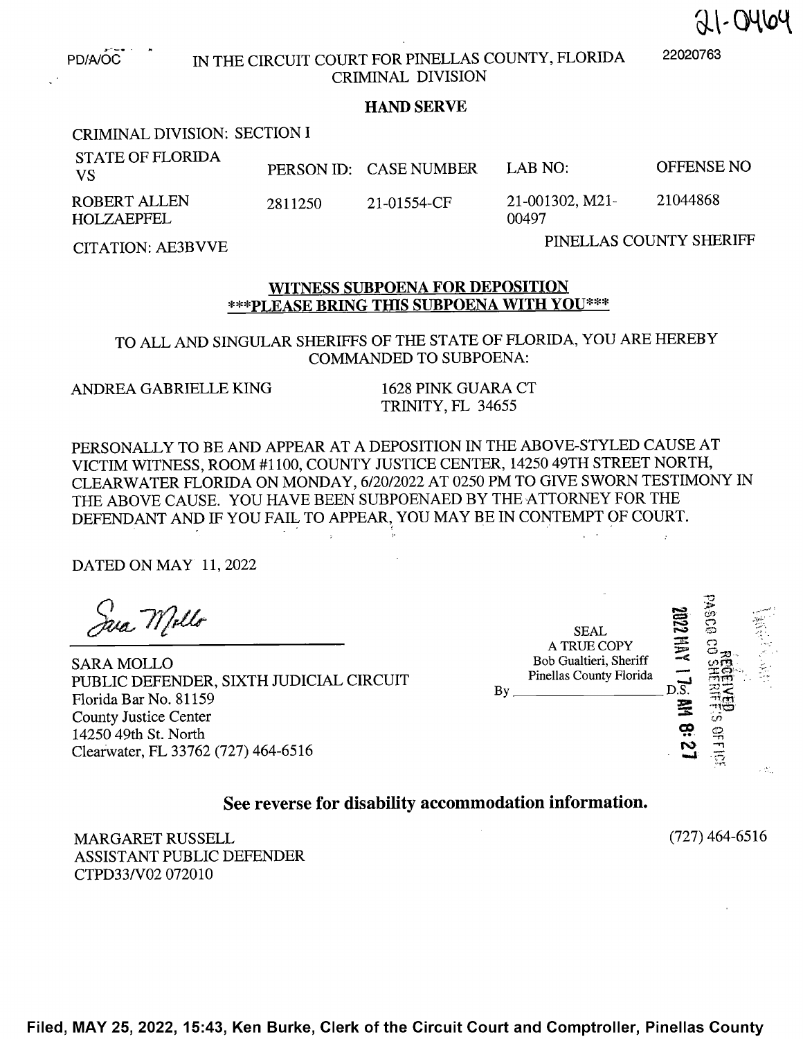21-04604

PD/A/OC

IN THE CIRCUIT COURT FOR PINELLAS COUNTY, FLORIDA
CRIMINAL DIVISION

22020763

**HAND SERVE**

CRIMINAL DIVISION: SECTION I

| STATE OF FLORIDA VS | PERSON ID: | CASE NUMBER | LAB NO: | OFFENSE NO |
|---|---|---|---|---|
| ROBERT ALLEN HOLZAEPFEL | 2811250 | 21-01554-CF | 21-001302, M21-00497 | 21044868 |

CITATION: AE3BVVE

PINELLAS COUNTY SHERIFF

## WITNESS SUBPOENA FOR DEPOSITION
## ***PLEASE BRING THIS SUBPOENA WITH YOU***

TO ALL AND SINGULAR SHERIFFS OF THE STATE OF FLORIDA, YOU ARE HEREBY COMMANDED TO SUBPOENA:

ANDREA GABRIELLE KING
1628 PINK GUARA CT
TRINITY, FL 34655

PERSONALLY TO BE AND APPEAR AT A DEPOSITION IN THE ABOVE-STYLED CAUSE AT VICTIM WITNESS, ROOM #1100, COUNTY JUSTICE CENTER, 14250 49TH STREET NORTH, CLEARWATER FLORIDA ON MONDAY, 6/20/2022 AT 0250 PM TO GIVE SWORN TESTIMONY IN THE ABOVE CAUSE. YOU HAVE BEEN SUBPOENAED BY THE ATTORNEY FOR THE DEFENDANT AND IF YOU FAIL TO APPEAR, YOU MAY BE IN CONTEMPT OF COURT.

DATED ON MAY 11, 2022

Sara Mollo

SARA MOLLO
PUBLIC DEFENDER, SIXTH JUDICIAL CIRCUIT
Florida Bar No. 81159
County Justice Center
14250 49th St. North
Clearwater, FL 33762 (727) 464-6516

SEAL
A TRUE COPY
Bob Gualtieri, Sheriff
Pinellas County Florida
By ____________________ D.S.

2022 MAY 17 AM 8:27
RECEIVED
PASCO CO SHERIFF'S OFFICE

**See reverse for disability accommodation information.**

MARGARET RUSSELL
ASSISTANT PUBLIC DEFENDER
CTPD33/V02 072010

(727) 464-6516

Filed, MAY 25, 2022, 15:43, Ken Burke, Clerk of the Circuit Court and Comptroller, Pinellas County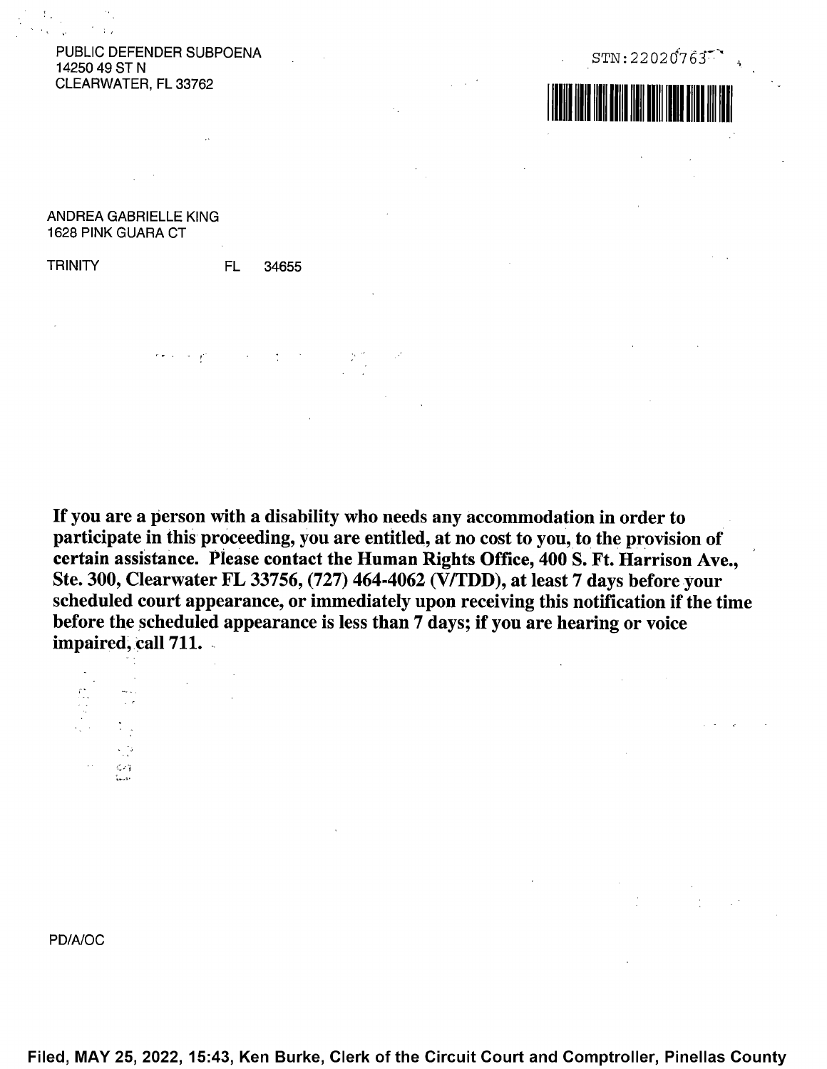PUBLIC DEFENDER SUBPOENA
14250 49 ST N
CLEARWATER, FL 33762

STN:22020763

ANDREA GABRIELLE KING
1628 PINK GUARA CT

TRINITY FL 34655

**If you are a person with a disability who needs any accommodation in order to participate in this proceeding, you are entitled, at no cost to you, to the provision of certain assistance. Please contact the Human Rights Office, 400 S. Ft. Harrison Ave., Ste. 300, Clearwater FL 33756, (727) 464-4062 (V/TDD), at least 7 days before your scheduled court appearance, or immediately upon receiving this notification if the time before the scheduled appearance is less than 7 days; if you are hearing or voice impaired, call 711.**

PD/A/OC

**Filed, MAY 25, 2022, 15:43, Ken Burke, Clerk of the Circuit Court and Comptroller, Pinellas County**